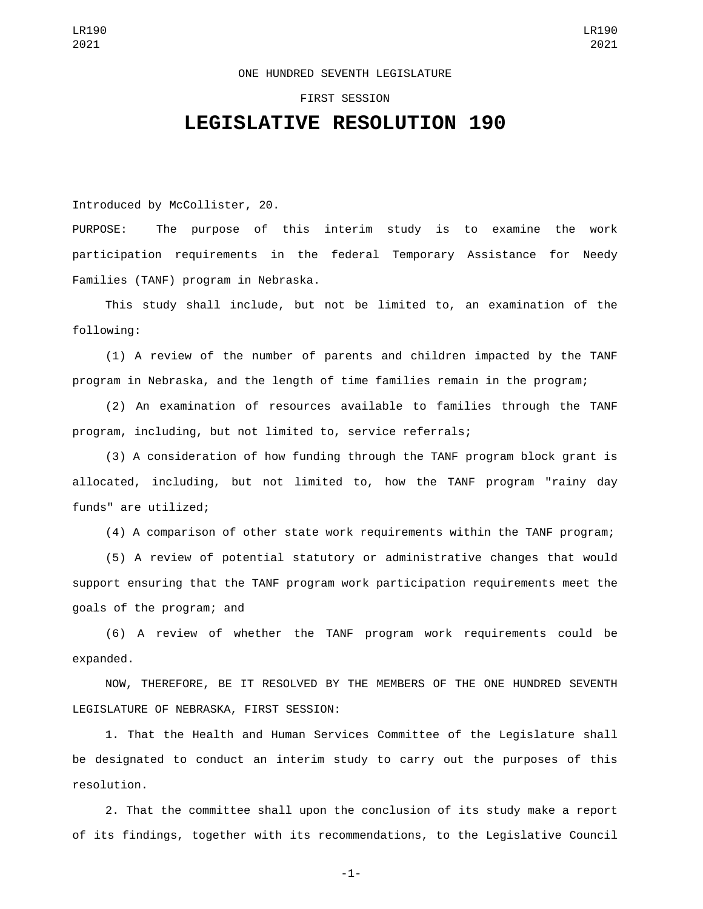ONE HUNDRED SEVENTH LEGISLATURE

FIRST SESSION

# LEGISLATIVE RESOLUTION 190

Introduced by McCollister, 20.

PURPOSE: The purpose of this interim study is to examine the work participation requirements in the federal Temporary Assistance for Needy Families (TANF) program in Nebraska.

This study shall include, but not be limited to, an examination of the following:

(1) A review of the number of parents and children impacted by the TANF program in Nebraska, and the length of time families remain in the program;

(2) An examination of resources available to families through the TANF program, including, but not limited to, service referrals;

(3) A consideration of how funding through the TANF program block grant is allocated, including, but not limited to, how the TANF program "rainy day funds" are utilized;

(4) A comparison of other state work requirements within the TANF program;

(5) A review of potential statutory or administrative changes that would support ensuring that the TANF program work participation requirements meet the goals of the program; and

(6) A review of whether the TANF program work requirements could be expanded.

NOW, THEREFORE, BE IT RESOLVED BY THE MEMBERS OF THE ONE HUNDRED SEVENTH LEGISLATURE OF NEBRASKA, FIRST SESSION:

1. That the Health and Human Services Committee of the Legislature shall be designated to conduct an interim study to carry out the purposes of this resolution.

2. That the committee shall upon the conclusion of its study make a report of its findings, together with its recommendations, to the Legislative Council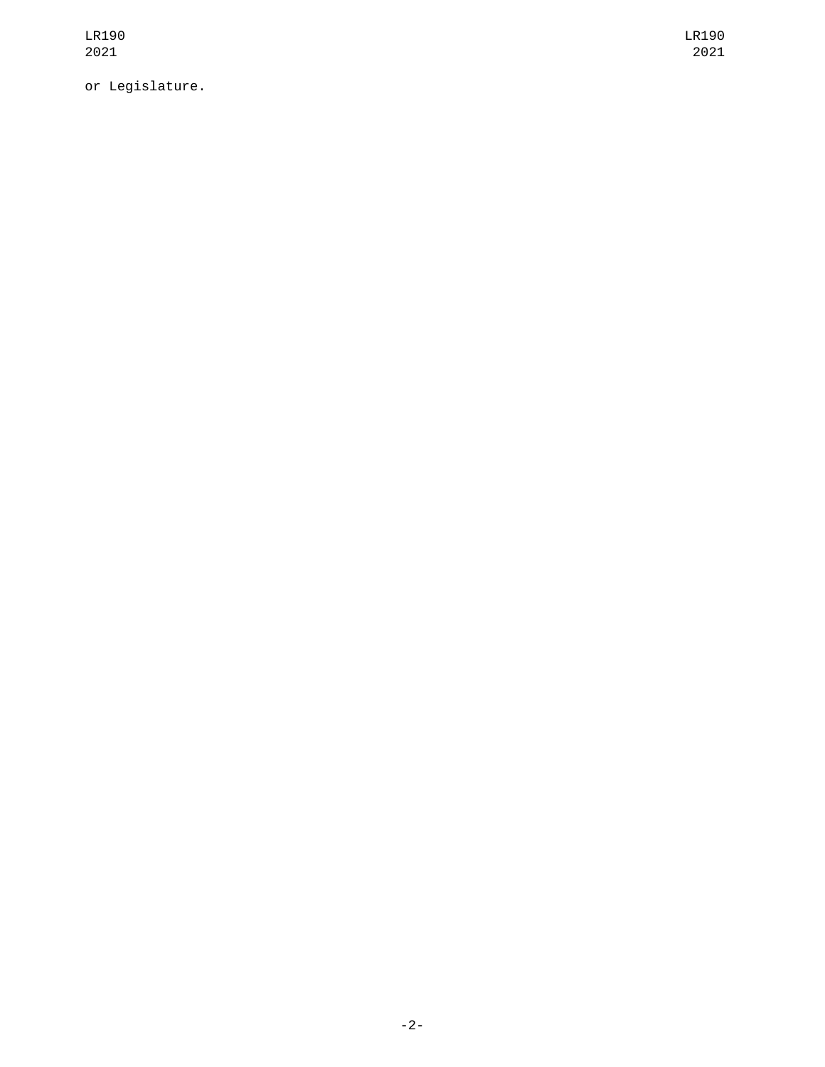or Legislature.